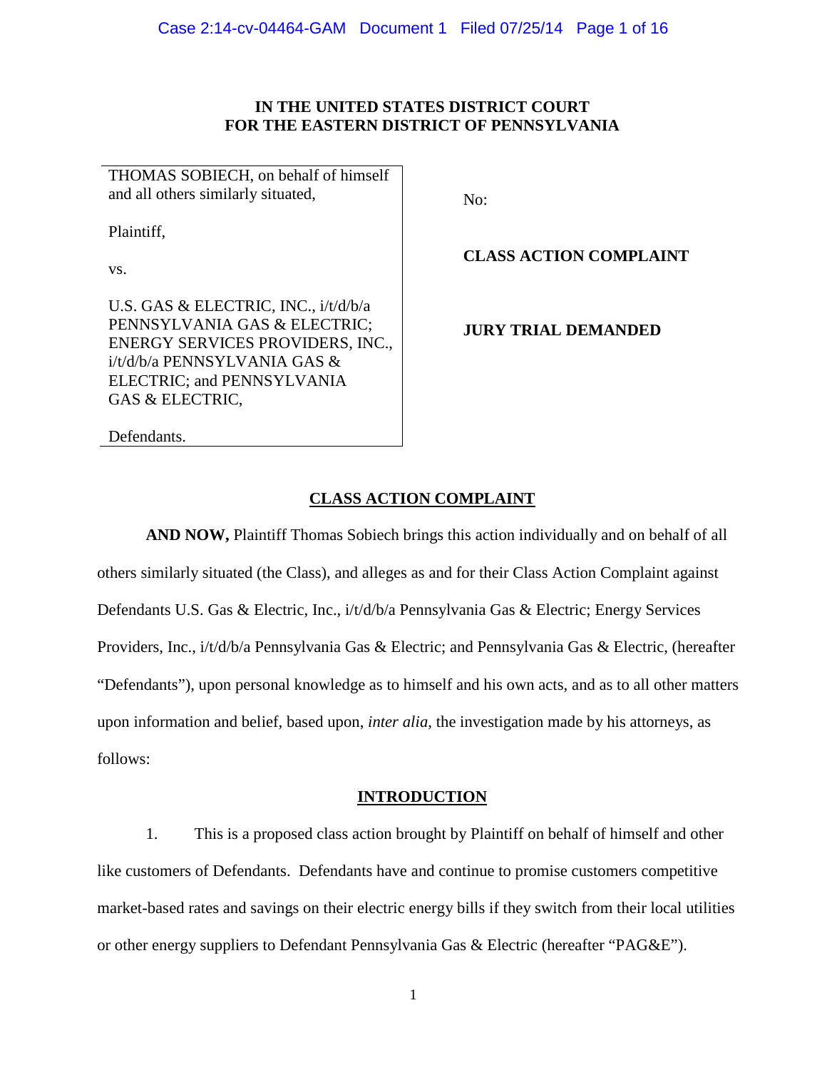**IN THE UNITED STATES DISTRICT COURT**
**FOR THE EASTERN DISTRICT OF PENNSYLVANIA**

| | |
|---|---|
| THOMAS SOBIECH, on behalf of himself and all others similarly situated,<br><br>Plaintiff,<br><br>vs.<br><br>U.S. GAS & ELECTRIC, INC., i/t/d/b/a PENNSYLVANIA GAS & ELECTRIC; ENERGY SERVICES PROVIDERS, INC., i/t/d/b/a PENNSYLVANIA GAS & ELECTRIC; and PENNSYLVANIA GAS & ELECTRIC,<br><br>Defendants. | No:<br><br>**CLASS ACTION COMPLAINT**<br><br>**JURY TRIAL DEMANDED** |

## CLASS ACTION COMPLAINT

**AND NOW,** Plaintiff Thomas Sobiech brings this action individually and on behalf of all others similarly situated (the Class), and alleges as and for their Class Action Complaint against Defendants U.S. Gas & Electric, Inc., i/t/d/b/a Pennsylvania Gas & Electric; Energy Services Providers, Inc., i/t/d/b/a Pennsylvania Gas & Electric; and Pennsylvania Gas & Electric, (hereafter "Defendants"), upon personal knowledge as to himself and his own acts, and as to all other matters upon information and belief, based upon, *inter alia*, the investigation made by his attorneys, as follows:

## INTRODUCTION

1. This is a proposed class action brought by Plaintiff on behalf of himself and other like customers of Defendants. Defendants have and continue to promise customers competitive market-based rates and savings on their electric energy bills if they switch from their local utilities or other energy suppliers to Defendant Pennsylvania Gas & Electric (hereafter "PAG&E").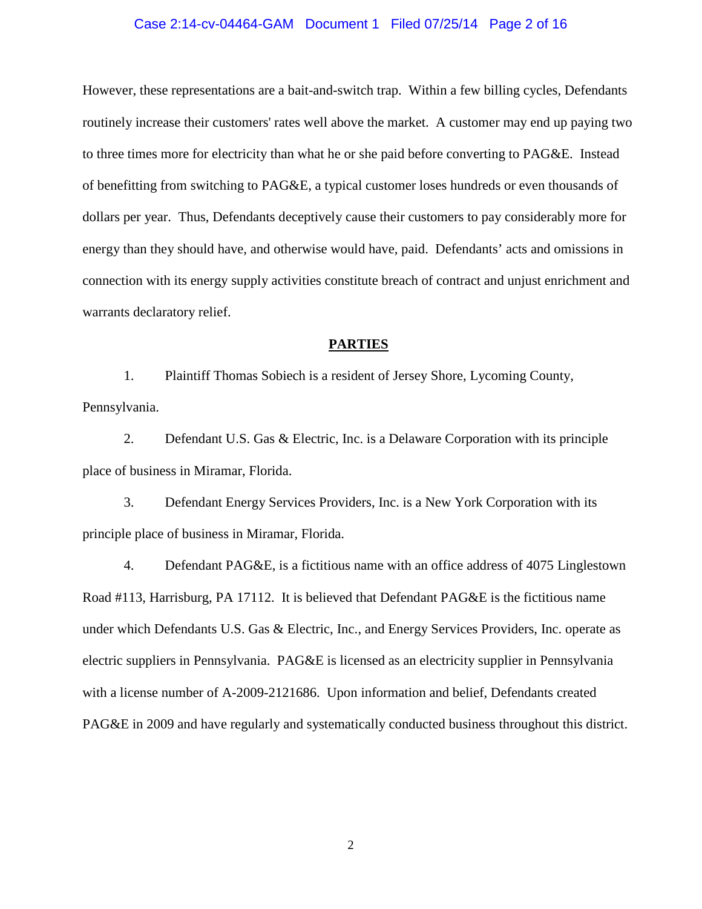However, these representations are a bait-and-switch trap. Within a few billing cycles, Defendants routinely increase their customers' rates well above the market. A customer may end up paying two to three times more for electricity than what he or she paid before converting to PAG&E. Instead of benefitting from switching to PAG&E, a typical customer loses hundreds or even thousands of dollars per year. Thus, Defendants deceptively cause their customers to pay considerably more for energy than they should have, and otherwise would have, paid. Defendants' acts and omissions in connection with its energy supply activities constitute breach of contract and unjust enrichment and warrants declaratory relief.

## PARTIES

1. Plaintiff Thomas Sobiech is a resident of Jersey Shore, Lycoming County, Pennsylvania.

2. Defendant U.S. Gas & Electric, Inc. is a Delaware Corporation with its principle place of business in Miramar, Florida.

3. Defendant Energy Services Providers, Inc. is a New York Corporation with its principle place of business in Miramar, Florida.

4. Defendant PAG&E, is a fictitious name with an office address of 4075 Linglestown Road #113, Harrisburg, PA 17112. It is believed that Defendant PAG&E is the fictitious name under which Defendants U.S. Gas & Electric, Inc., and Energy Services Providers, Inc. operate as electric suppliers in Pennsylvania. PAG&E is licensed as an electricity supplier in Pennsylvania with a license number of A-2009-2121686. Upon information and belief, Defendants created PAG&E in 2009 and have regularly and systematically conducted business throughout this district.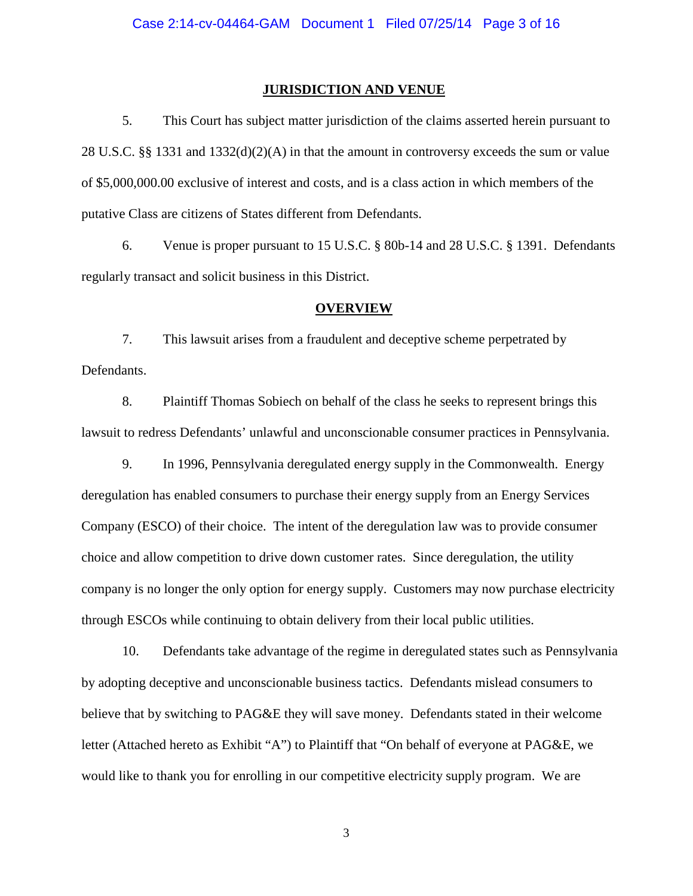## JURISDICTION AND VENUE

5. This Court has subject matter jurisdiction of the claims asserted herein pursuant to 28 U.S.C. §§ 1331 and 1332(d)(2)(A) in that the amount in controversy exceeds the sum or value of $5,000,000.00 exclusive of interest and costs, and is a class action in which members of the putative Class are citizens of States different from Defendants.

6. Venue is proper pursuant to 15 U.S.C. § 80b-14 and 28 U.S.C. § 1391. Defendants regularly transact and solicit business in this District.

## OVERVIEW

7. This lawsuit arises from a fraudulent and deceptive scheme perpetrated by Defendants.

8. Plaintiff Thomas Sobiech on behalf of the class he seeks to represent brings this lawsuit to redress Defendants' unlawful and unconscionable consumer practices in Pennsylvania.

9. In 1996, Pennsylvania deregulated energy supply in the Commonwealth. Energy deregulation has enabled consumers to purchase their energy supply from an Energy Services Company (ESCO) of their choice. The intent of the deregulation law was to provide consumer choice and allow competition to drive down customer rates. Since deregulation, the utility company is no longer the only option for energy supply. Customers may now purchase electricity through ESCOs while continuing to obtain delivery from their local public utilities.

10. Defendants take advantage of the regime in deregulated states such as Pennsylvania by adopting deceptive and unconscionable business tactics. Defendants mislead consumers to believe that by switching to PAG&E they will save money. Defendants stated in their welcome letter (Attached hereto as Exhibit "A") to Plaintiff that "On behalf of everyone at PAG&E, we would like to thank you for enrolling in our competitive electricity supply program. We are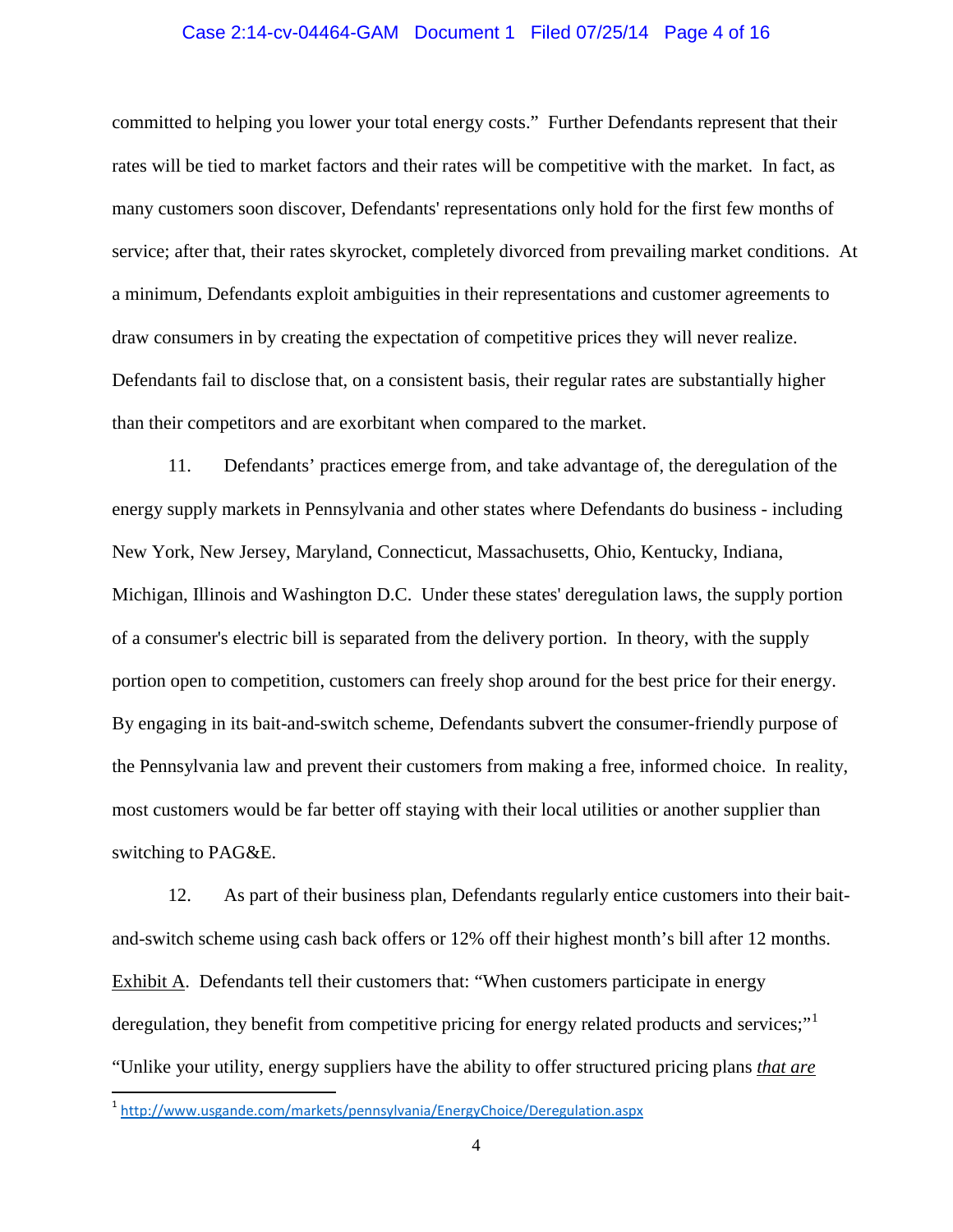committed to helping you lower your total energy costs." Further Defendants represent that their rates will be tied to market factors and their rates will be competitive with the market. In fact, as many customers soon discover, Defendants' representations only hold for the first few months of service; after that, their rates skyrocket, completely divorced from prevailing market conditions. At a minimum, Defendants exploit ambiguities in their representations and customer agreements to draw consumers in by creating the expectation of competitive prices they will never realize. Defendants fail to disclose that, on a consistent basis, their regular rates are substantially higher than their competitors and are exorbitant when compared to the market.

11. Defendants' practices emerge from, and take advantage of, the deregulation of the energy supply markets in Pennsylvania and other states where Defendants do business - including New York, New Jersey, Maryland, Connecticut, Massachusetts, Ohio, Kentucky, Indiana, Michigan, Illinois and Washington D.C. Under these states' deregulation laws, the supply portion of a consumer's electric bill is separated from the delivery portion. In theory, with the supply portion open to competition, customers can freely shop around for the best price for their energy. By engaging in its bait-and-switch scheme, Defendants subvert the consumer-friendly purpose of the Pennsylvania law and prevent their customers from making a free, informed choice. In reality, most customers would be far better off staying with their local utilities or another supplier than switching to PAG&E.

12. As part of their business plan, Defendants regularly entice customers into their bait-and-switch scheme using cash back offers or 12% off their highest month's bill after 12 months. Exhibit A. Defendants tell their customers that: "When customers participate in energy deregulation, they benefit from competitive pricing for energy related products and services;"[1] "Unlike your utility, energy suppliers have the ability to offer structured pricing plans *that are*

[1] http://www.usgande.com/markets/pennsylvania/EnergyChoice/Deregulation.aspx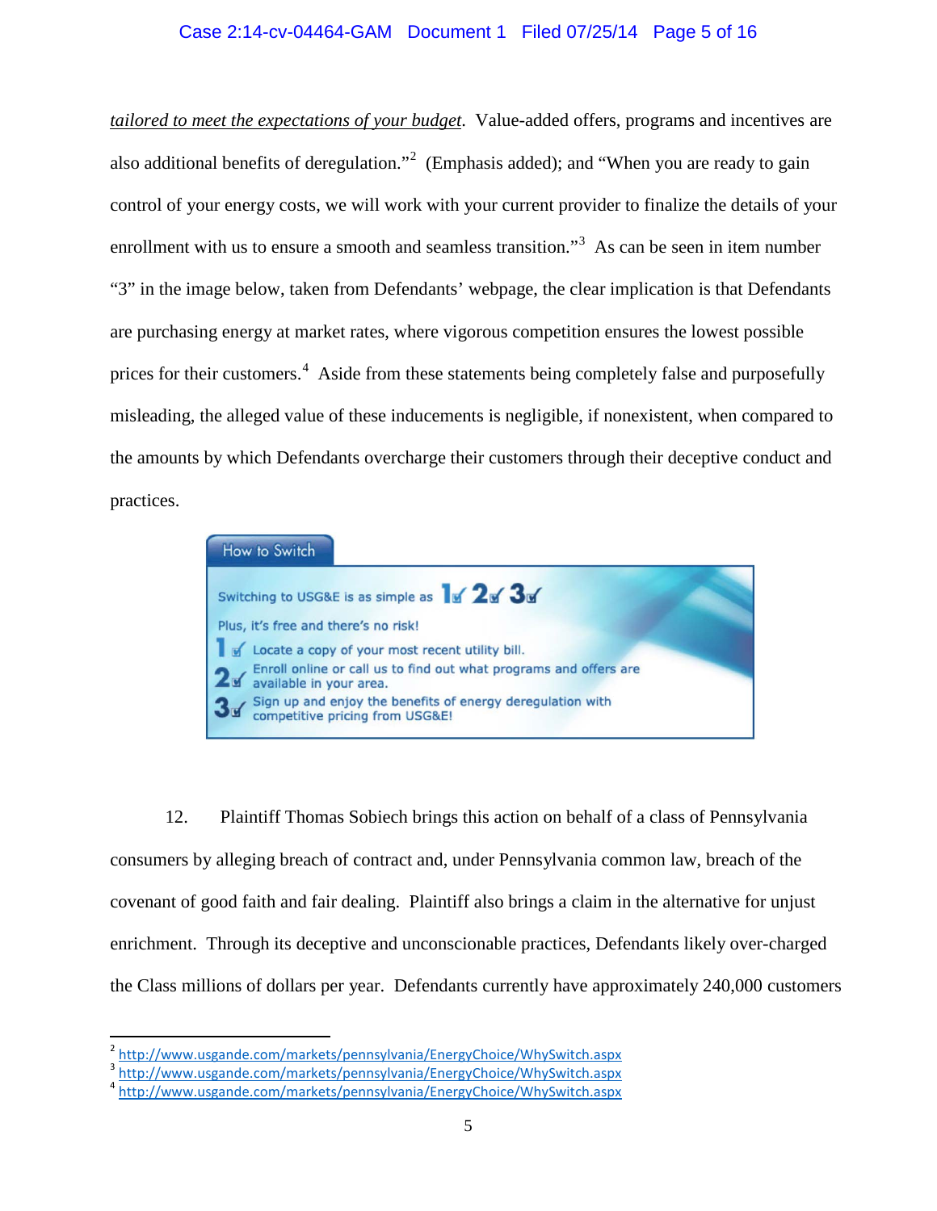*tailored to meet the expectations of your budget*. Value-added offers, programs and incentives are also additional benefits of deregulation."[2] (Emphasis added); and "When you are ready to gain control of your energy costs, we will work with your current provider to finalize the details of your enrollment with us to ensure a smooth and seamless transition."[3] As can be seen in item number "3" in the image below, taken from Defendants' webpage, the clear implication is that Defendants are purchasing energy at market rates, where vigorous competition ensures the lowest possible prices for their customers.[4] Aside from these statements being completely false and purposefully misleading, the alleged value of these inducements is negligible, if nonexistent, when compared to the amounts by which Defendants overcharge their customers through their deceptive conduct and practices.

How to Switch

Switching to USG&E is as simple as 1 2 3

Plus, it's free and there's no risk!

1. Locate a copy of your most recent utility bill.
2. Enroll online or call us to find out what programs and offers are available in your area.
3. Sign up and enjoy the benefits of energy deregulation with competitive pricing from USG&E!

12. Plaintiff Thomas Sobiech brings this action on behalf of a class of Pennsylvania consumers by alleging breach of contract and, under Pennsylvania common law, breach of the covenant of good faith and fair dealing. Plaintiff also brings a claim in the alternative for unjust enrichment. Through its deceptive and unconscionable practices, Defendants likely over-charged the Class millions of dollars per year. Defendants currently have approximately 240,000 customers

---

[2] http://www.usgande.com/markets/pennsylvania/EnergyChoice/WhySwitch.aspx

[3] http://www.usgande.com/markets/pennsylvania/EnergyChoice/WhySwitch.aspx

[4] http://www.usgande.com/markets/pennsylvania/EnergyChoice/WhySwitch.aspx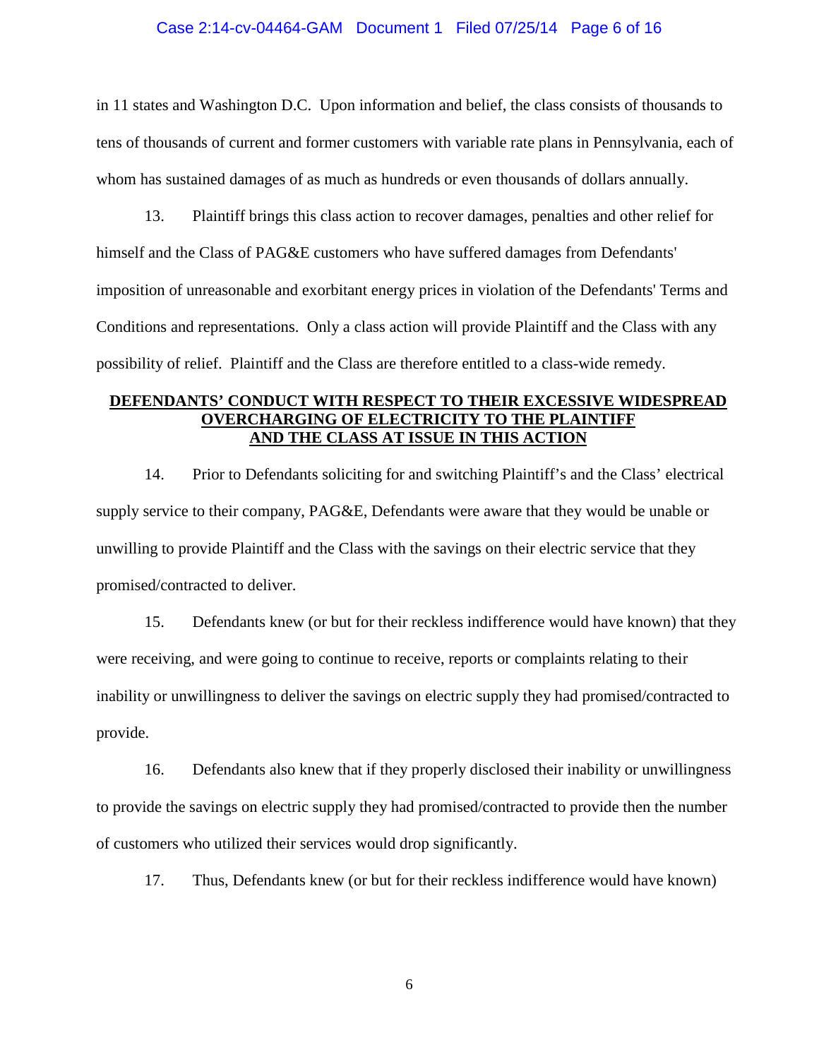in 11 states and Washington D.C. Upon information and belief, the class consists of thousands to tens of thousands of current and former customers with variable rate plans in Pennsylvania, each of whom has sustained damages of as much as hundreds or even thousands of dollars annually.

13. Plaintiff brings this class action to recover damages, penalties and other relief for himself and the Class of PAG&E customers who have suffered damages from Defendants' imposition of unreasonable and exorbitant energy prices in violation of the Defendants' Terms and Conditions and representations. Only a class action will provide Plaintiff and the Class with any possibility of relief. Plaintiff and the Class are therefore entitled to a class-wide remedy.

**DEFENDANTS' CONDUCT WITH RESPECT TO THEIR EXCESSIVE WIDESPREAD OVERCHARGING OF ELECTRICITY TO THE PLAINTIFF AND THE CLASS AT ISSUE IN THIS ACTION**

14. Prior to Defendants soliciting for and switching Plaintiff's and the Class' electrical supply service to their company, PAG&E, Defendants were aware that they would be unable or unwilling to provide Plaintiff and the Class with the savings on their electric service that they promised/contracted to deliver.

15. Defendants knew (or but for their reckless indifference would have known) that they were receiving, and were going to continue to receive, reports or complaints relating to their inability or unwillingness to deliver the savings on electric supply they had promised/contracted to provide.

16. Defendants also knew that if they properly disclosed their inability or unwillingness to provide the savings on electric supply they had promised/contracted to provide then the number of customers who utilized their services would drop significantly.

17. Thus, Defendants knew (or but for their reckless indifference would have known)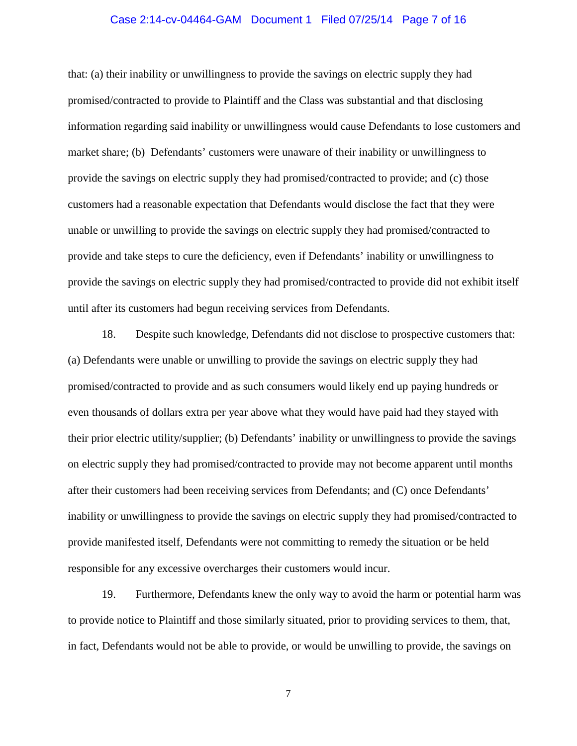that: (a) their inability or unwillingness to provide the savings on electric supply they had promised/contracted to provide to Plaintiff and the Class was substantial and that disclosing information regarding said inability or unwillingness would cause Defendants to lose customers and market share; (b) Defendants' customers were unaware of their inability or unwillingness to provide the savings on electric supply they had promised/contracted to provide; and (c) those customers had a reasonable expectation that Defendants would disclose the fact that they were unable or unwilling to provide the savings on electric supply they had promised/contracted to provide and take steps to cure the deficiency, even if Defendants' inability or unwillingness to provide the savings on electric supply they had promised/contracted to provide did not exhibit itself until after its customers had begun receiving services from Defendants.

18. Despite such knowledge, Defendants did not disclose to prospective customers that: (a) Defendants were unable or unwilling to provide the savings on electric supply they had promised/contracted to provide and as such consumers would likely end up paying hundreds or even thousands of dollars extra per year above what they would have paid had they stayed with their prior electric utility/supplier; (b) Defendants' inability or unwillingness to provide the savings on electric supply they had promised/contracted to provide may not become apparent until months after their customers had been receiving services from Defendants; and (C) once Defendants' inability or unwillingness to provide the savings on electric supply they had promised/contracted to provide manifested itself, Defendants were not committing to remedy the situation or be held responsible for any excessive overcharges their customers would incur.

19. Furthermore, Defendants knew the only way to avoid the harm or potential harm was to provide notice to Plaintiff and those similarly situated, prior to providing services to them, that, in fact, Defendants would not be able to provide, or would be unwilling to provide, the savings on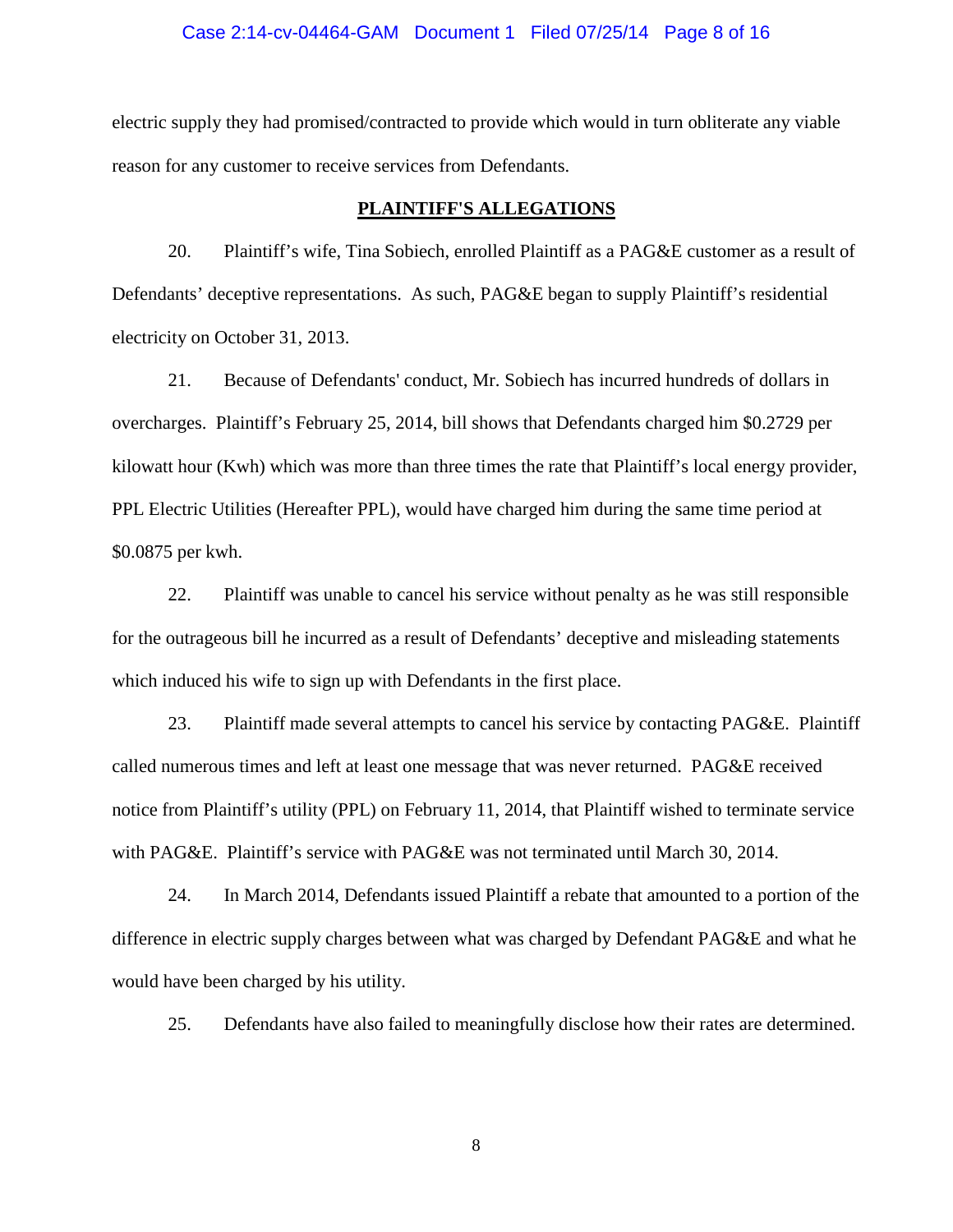electric supply they had promised/contracted to provide which would in turn obliterate any viable reason for any customer to receive services from Defendants.

## PLAINTIFF'S ALLEGATIONS

20. Plaintiff's wife, Tina Sobiech, enrolled Plaintiff as a PAG&E customer as a result of Defendants' deceptive representations. As such, PAG&E began to supply Plaintiff's residential electricity on October 31, 2013.

21. Because of Defendants' conduct, Mr. Sobiech has incurred hundreds of dollars in overcharges. Plaintiff's February 25, 2014, bill shows that Defendants charged him $0.2729 per kilowatt hour (Kwh) which was more than three times the rate that Plaintiff's local energy provider, PPL Electric Utilities (Hereafter PPL), would have charged him during the same time period at $0.0875 per kwh.

22. Plaintiff was unable to cancel his service without penalty as he was still responsible for the outrageous bill he incurred as a result of Defendants' deceptive and misleading statements which induced his wife to sign up with Defendants in the first place.

23. Plaintiff made several attempts to cancel his service by contacting PAG&E. Plaintiff called numerous times and left at least one message that was never returned. PAG&E received notice from Plaintiff's utility (PPL) on February 11, 2014, that Plaintiff wished to terminate service with PAG&E. Plaintiff's service with PAG&E was not terminated until March 30, 2014.

24. In March 2014, Defendants issued Plaintiff a rebate that amounted to a portion of the difference in electric supply charges between what was charged by Defendant PAG&E and what he would have been charged by his utility.

25. Defendants have also failed to meaningfully disclose how their rates are determined.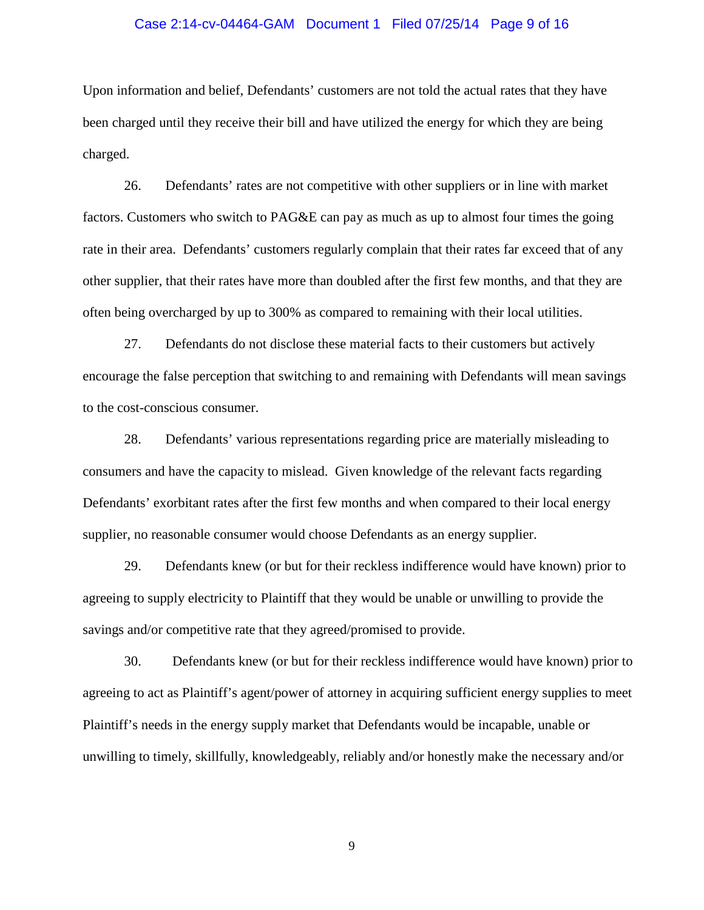Upon information and belief, Defendants' customers are not told the actual rates that they have been charged until they receive their bill and have utilized the energy for which they are being charged.

26. Defendants' rates are not competitive with other suppliers or in line with market factors. Customers who switch to PAG&E can pay as much as up to almost four times the going rate in their area. Defendants' customers regularly complain that their rates far exceed that of any other supplier, that their rates have more than doubled after the first few months, and that they are often being overcharged by up to 300% as compared to remaining with their local utilities.

27. Defendants do not disclose these material facts to their customers but actively encourage the false perception that switching to and remaining with Defendants will mean savings to the cost-conscious consumer.

28. Defendants' various representations regarding price are materially misleading to consumers and have the capacity to mislead. Given knowledge of the relevant facts regarding Defendants' exorbitant rates after the first few months and when compared to their local energy supplier, no reasonable consumer would choose Defendants as an energy supplier.

29. Defendants knew (or but for their reckless indifference would have known) prior to agreeing to supply electricity to Plaintiff that they would be unable or unwilling to provide the savings and/or competitive rate that they agreed/promised to provide.

30. Defendants knew (or but for their reckless indifference would have known) prior to agreeing to act as Plaintiff's agent/power of attorney in acquiring sufficient energy supplies to meet Plaintiff's needs in the energy supply market that Defendants would be incapable, unable or unwilling to timely, skillfully, knowledgeably, reliably and/or honestly make the necessary and/or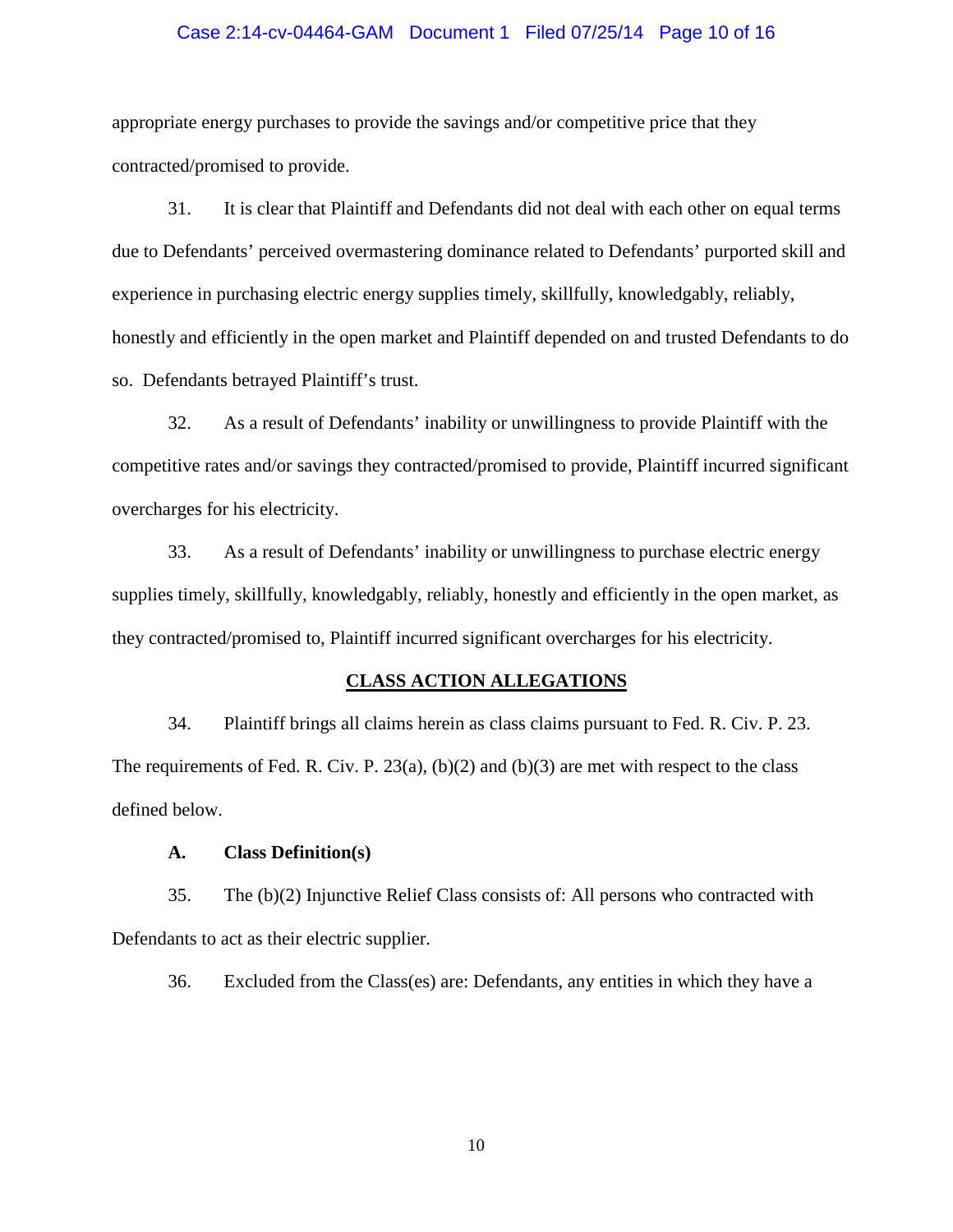appropriate energy purchases to provide the savings and/or competitive price that they contracted/promised to provide.

31. It is clear that Plaintiff and Defendants did not deal with each other on equal terms due to Defendants' perceived overmastering dominance related to Defendants' purported skill and experience in purchasing electric energy supplies timely, skillfully, knowledgably, reliably, honestly and efficiently in the open market and Plaintiff depended on and trusted Defendants to do so. Defendants betrayed Plaintiff's trust.

32. As a result of Defendants' inability or unwillingness to provide Plaintiff with the competitive rates and/or savings they contracted/promised to provide, Plaintiff incurred significant overcharges for his electricity.

33. As a result of Defendants' inability or unwillingness to purchase electric energy supplies timely, skillfully, knowledgably, reliably, honestly and efficiently in the open market, as they contracted/promised to, Plaintiff incurred significant overcharges for his electricity.

## CLASS ACTION ALLEGATIONS

34. Plaintiff brings all claims herein as class claims pursuant to Fed. R. Civ. P. 23. The requirements of Fed. R. Civ. P. 23(a), (b)(2) and (b)(3) are met with respect to the class defined below.

### A. Class Definition(s)

35. The (b)(2) Injunctive Relief Class consists of: All persons who contracted with Defendants to act as their electric supplier.

36. Excluded from the Class(es) are: Defendants, any entities in which they have a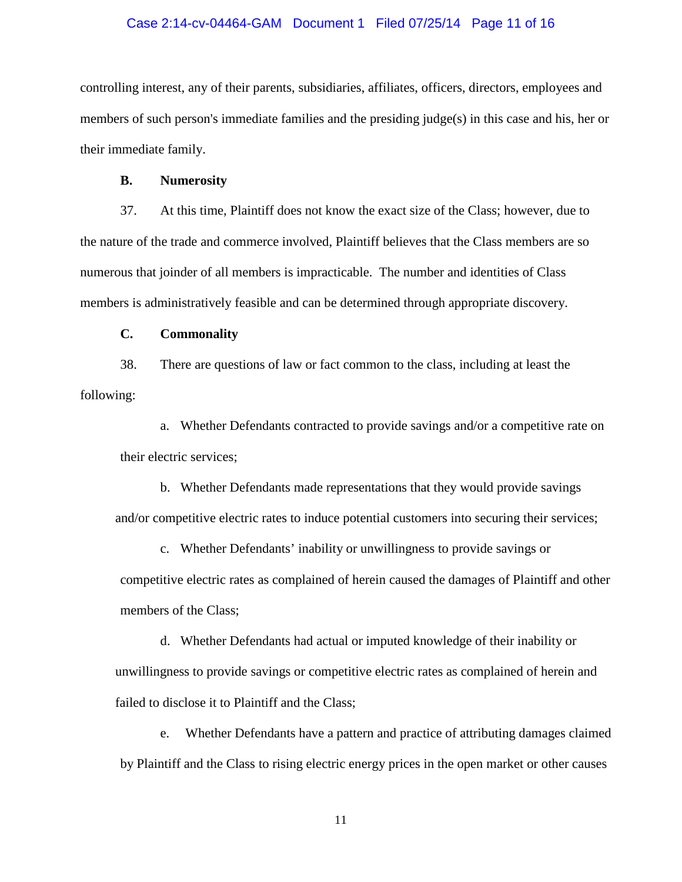controlling interest, any of their parents, subsidiaries, affiliates, officers, directors, employees and members of such person's immediate families and the presiding judge(s) in this case and his, her or their immediate family.

**B. Numerosity**

37. At this time, Plaintiff does not know the exact size of the Class; however, due to the nature of the trade and commerce involved, Plaintiff believes that the Class members are so numerous that joinder of all members is impracticable. The number and identities of Class members is administratively feasible and can be determined through appropriate discovery.

**C. Commonality**

38. There are questions of law or fact common to the class, including at least the following:

a. Whether Defendants contracted to provide savings and/or a competitive rate on their electric services;

b. Whether Defendants made representations that they would provide savings and/or competitive electric rates to induce potential customers into securing their services;

c. Whether Defendants' inability or unwillingness to provide savings or competitive electric rates as complained of herein caused the damages of Plaintiff and other members of the Class;

d. Whether Defendants had actual or imputed knowledge of their inability or unwillingness to provide savings or competitive electric rates as complained of herein and failed to disclose it to Plaintiff and the Class;

e. Whether Defendants have a pattern and practice of attributing damages claimed by Plaintiff and the Class to rising electric energy prices in the open market or other causes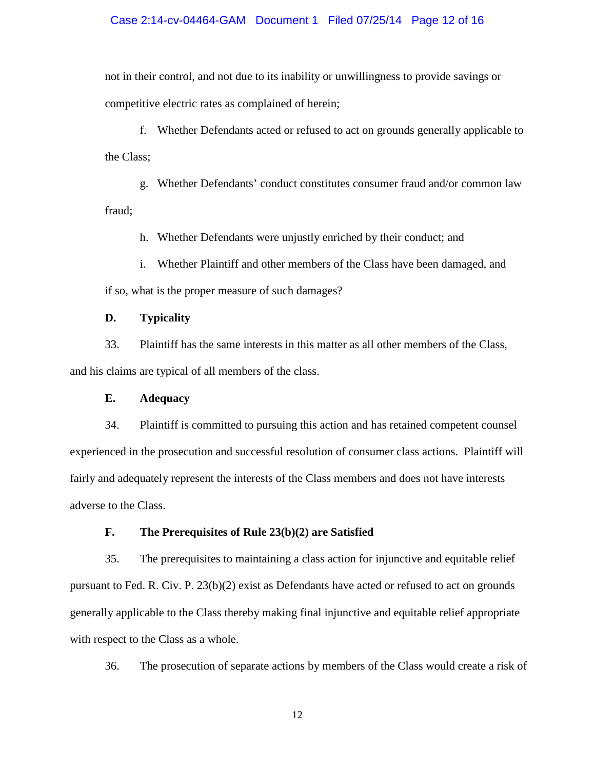not in their control, and not due to its inability or unwillingness to provide savings or competitive electric rates as complained of herein;

f. Whether Defendants acted or refused to act on grounds generally applicable to the Class;

g. Whether Defendants' conduct constitutes consumer fraud and/or common law fraud;

h. Whether Defendants were unjustly enriched by their conduct; and

i. Whether Plaintiff and other members of the Class have been damaged, and if so, what is the proper measure of such damages?

**D. Typicality**

33. Plaintiff has the same interests in this matter as all other members of the Class, and his claims are typical of all members of the class.

**E. Adequacy**

34. Plaintiff is committed to pursuing this action and has retained competent counsel experienced in the prosecution and successful resolution of consumer class actions. Plaintiff will fairly and adequately represent the interests of the Class members and does not have interests adverse to the Class.

**F. The Prerequisites of Rule 23(b)(2) are Satisfied**

35. The prerequisites to maintaining a class action for injunctive and equitable relief pursuant to Fed. R. Civ. P. 23(b)(2) exist as Defendants have acted or refused to act on grounds generally applicable to the Class thereby making final injunctive and equitable relief appropriate with respect to the Class as a whole.

36. The prosecution of separate actions by members of the Class would create a risk of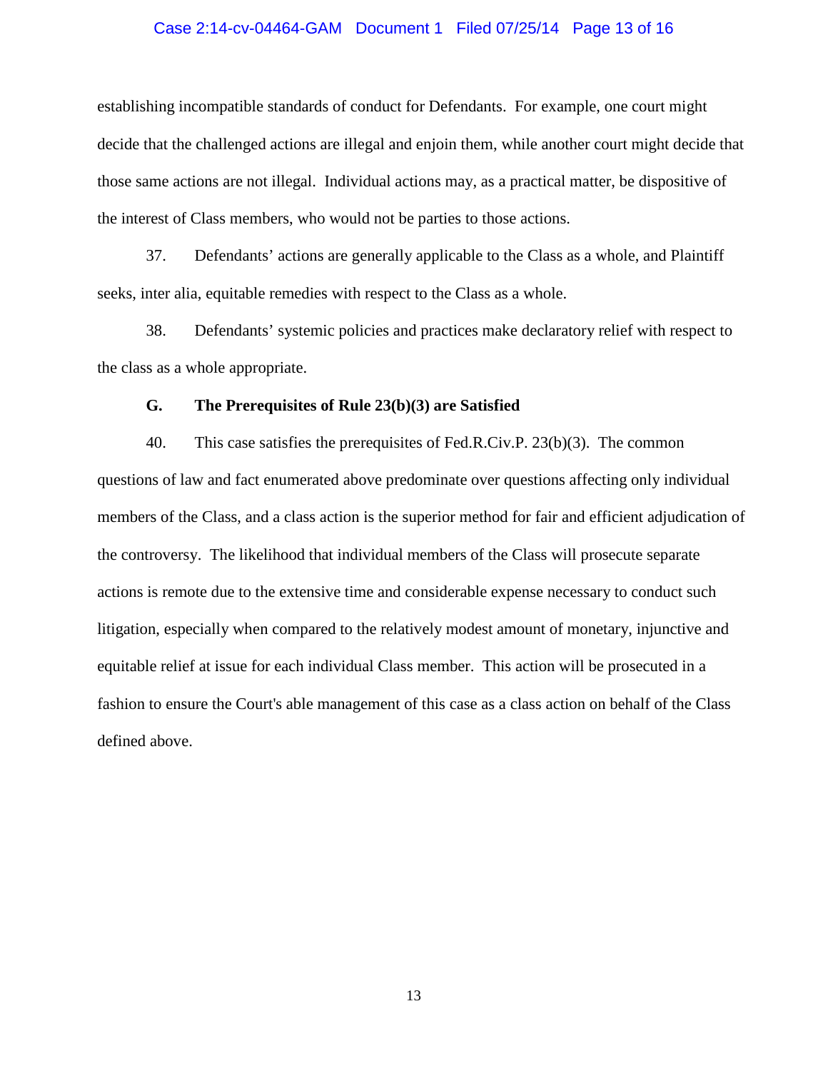establishing incompatible standards of conduct for Defendants. For example, one court might decide that the challenged actions are illegal and enjoin them, while another court might decide that those same actions are not illegal. Individual actions may, as a practical matter, be dispositive of the interest of Class members, who would not be parties to those actions.

37. Defendants' actions are generally applicable to the Class as a whole, and Plaintiff seeks, inter alia, equitable remedies with respect to the Class as a whole.

38. Defendants' systemic policies and practices make declaratory relief with respect to the class as a whole appropriate.

### G. The Prerequisites of Rule 23(b)(3) are Satisfied

40. This case satisfies the prerequisites of Fed.R.Civ.P. 23(b)(3). The common questions of law and fact enumerated above predominate over questions affecting only individual members of the Class, and a class action is the superior method for fair and efficient adjudication of the controversy. The likelihood that individual members of the Class will prosecute separate actions is remote due to the extensive time and considerable expense necessary to conduct such litigation, especially when compared to the relatively modest amount of monetary, injunctive and equitable relief at issue for each individual Class member. This action will be prosecuted in a fashion to ensure the Court's able management of this case as a class action on behalf of the Class defined above.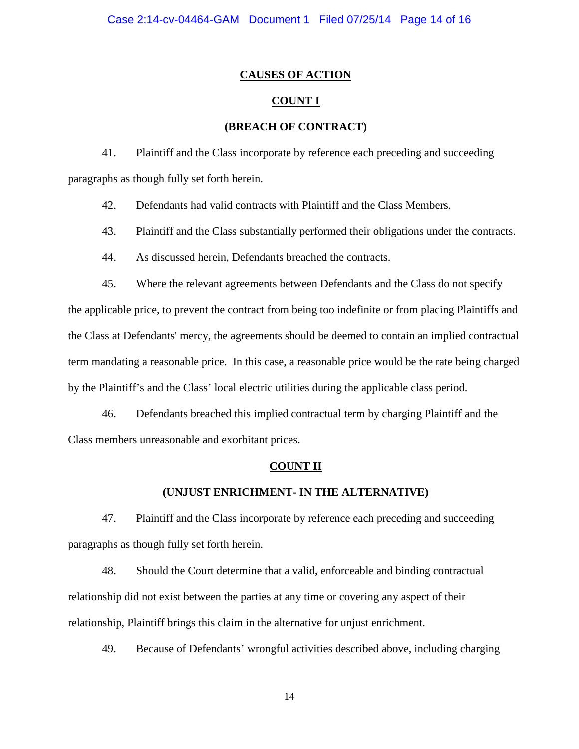## CAUSES OF ACTION

### COUNT I

### (BREACH OF CONTRACT)

41. Plaintiff and the Class incorporate by reference each preceding and succeeding paragraphs as though fully set forth herein.

42. Defendants had valid contracts with Plaintiff and the Class Members.

43. Plaintiff and the Class substantially performed their obligations under the contracts.

44. As discussed herein, Defendants breached the contracts.

45. Where the relevant agreements between Defendants and the Class do not specify the applicable price, to prevent the contract from being too indefinite or from placing Plaintiffs and the Class at Defendants' mercy, the agreements should be deemed to contain an implied contractual term mandating a reasonable price. In this case, a reasonable price would be the rate being charged by the Plaintiff's and the Class' local electric utilities during the applicable class period.

46. Defendants breached this implied contractual term by charging Plaintiff and the Class members unreasonable and exorbitant prices.

### COUNT II

### (UNJUST ENRICHMENT- IN THE ALTERNATIVE)

47. Plaintiff and the Class incorporate by reference each preceding and succeeding paragraphs as though fully set forth herein.

48. Should the Court determine that a valid, enforceable and binding contractual relationship did not exist between the parties at any time or covering any aspect of their relationship, Plaintiff brings this claim in the alternative for unjust enrichment.

49. Because of Defendants' wrongful activities described above, including charging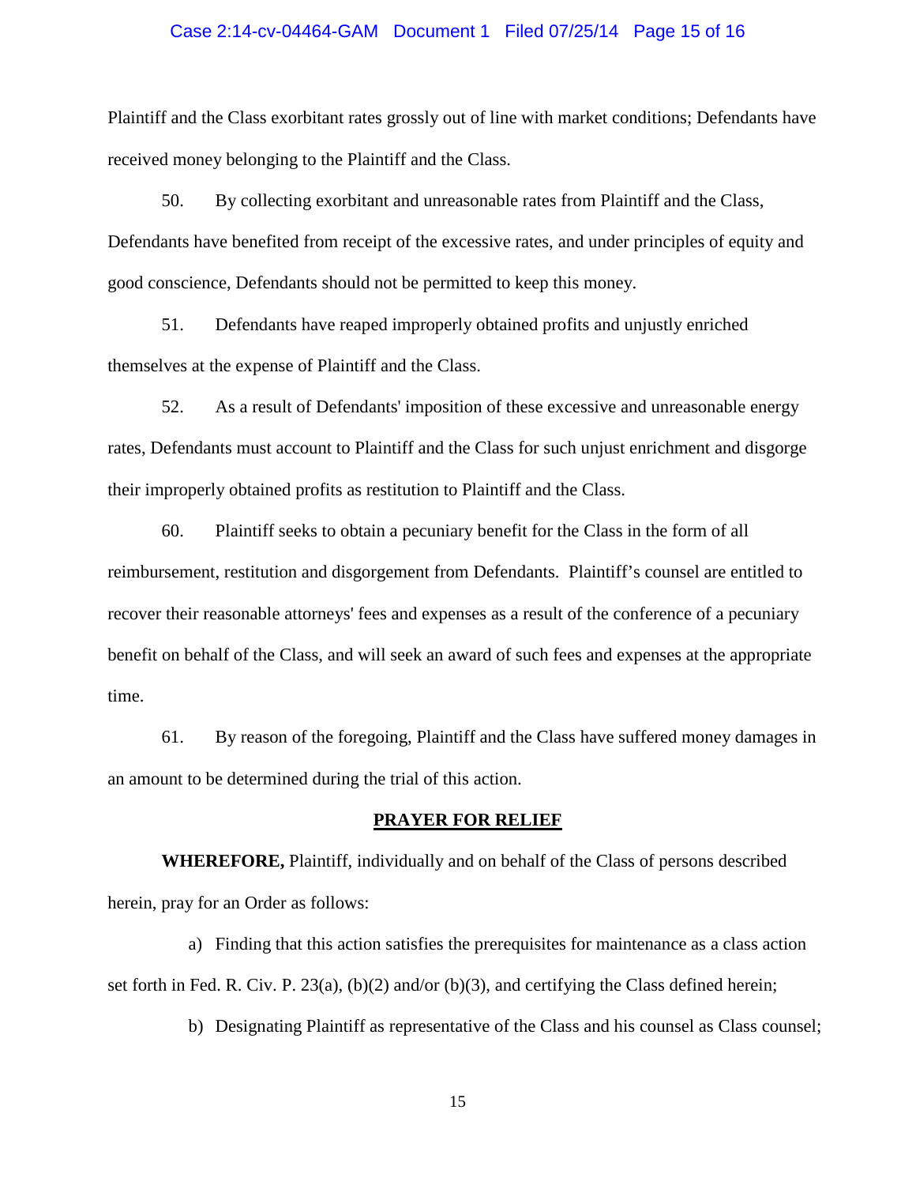Plaintiff and the Class exorbitant rates grossly out of line with market conditions; Defendants have received money belonging to the Plaintiff and the Class.

50. By collecting exorbitant and unreasonable rates from Plaintiff and the Class, Defendants have benefited from receipt of the excessive rates, and under principles of equity and good conscience, Defendants should not be permitted to keep this money.

51. Defendants have reaped improperly obtained profits and unjustly enriched themselves at the expense of Plaintiff and the Class.

52. As a result of Defendants' imposition of these excessive and unreasonable energy rates, Defendants must account to Plaintiff and the Class for such unjust enrichment and disgorge their improperly obtained profits as restitution to Plaintiff and the Class.

60. Plaintiff seeks to obtain a pecuniary benefit for the Class in the form of all reimbursement, restitution and disgorgement from Defendants. Plaintiff's counsel are entitled to recover their reasonable attorneys' fees and expenses as a result of the conference of a pecuniary benefit on behalf of the Class, and will seek an award of such fees and expenses at the appropriate time.

61. By reason of the foregoing, Plaintiff and the Class have suffered money damages in an amount to be determined during the trial of this action.

## PRAYER FOR RELIEF

**WHEREFORE,** Plaintiff, individually and on behalf of the Class of persons described herein, pray for an Order as follows:

a) Finding that this action satisfies the prerequisites for maintenance as a class action set forth in Fed. R. Civ. P. 23(a), (b)(2) and/or (b)(3), and certifying the Class defined herein;

b) Designating Plaintiff as representative of the Class and his counsel as Class counsel;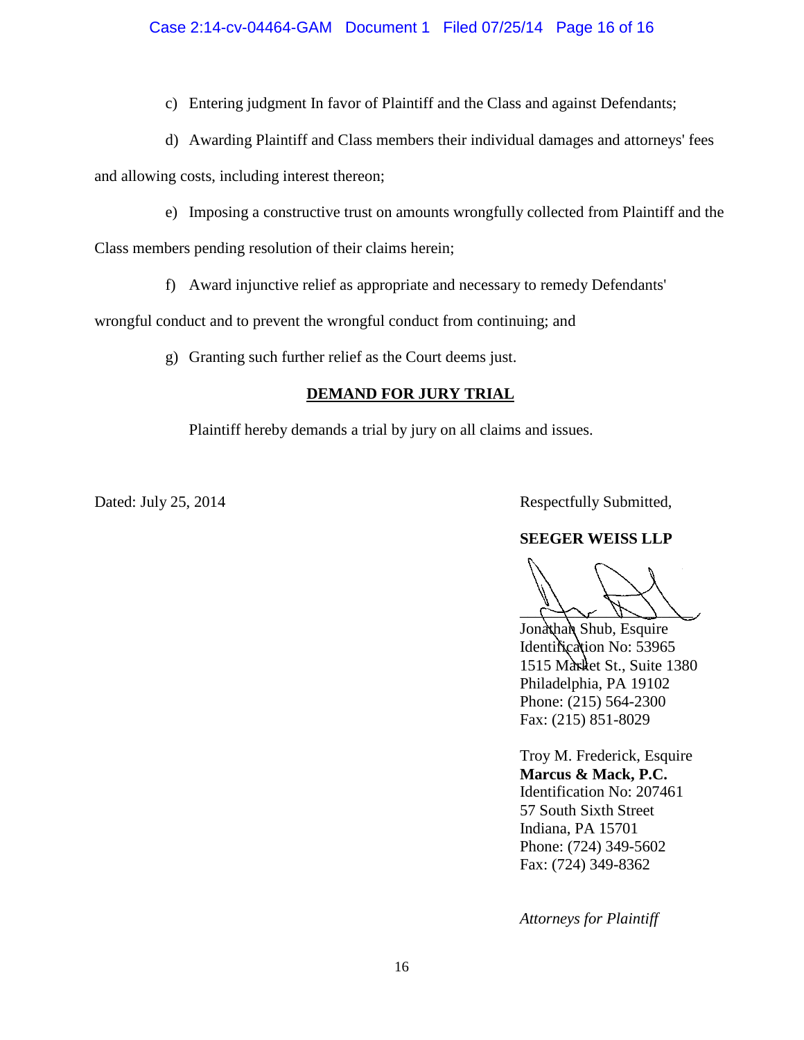c) Entering judgment In favor of Plaintiff and the Class and against Defendants;

d) Awarding Plaintiff and Class members their individual damages and attorneys' fees and allowing costs, including interest thereon;

e) Imposing a constructive trust on amounts wrongfully collected from Plaintiff and the Class members pending resolution of their claims herein;

f) Award injunctive relief as appropriate and necessary to remedy Defendants' wrongful conduct and to prevent the wrongful conduct from continuing; and

g) Granting such further relief as the Court deems just.

**DEMAND FOR JURY TRIAL**

Plaintiff hereby demands a trial by jury on all claims and issues.

Dated: July 25, 2014

Respectfully Submitted,

**SEEGER WEISS LLP**

Jonathan Shub, Esquire
Identification No: 53965
1515 Market St., Suite 1380
Philadelphia, PA 19102
Phone: (215) 564-2300
Fax: (215) 851-8029

Troy M. Frederick, Esquire
**Marcus & Mack, P.C.**
Identification No: 207461
57 South Sixth Street
Indiana, PA 15701
Phone: (724) 349-5602
Fax: (724) 349-8362

*Attorneys for Plaintiff*